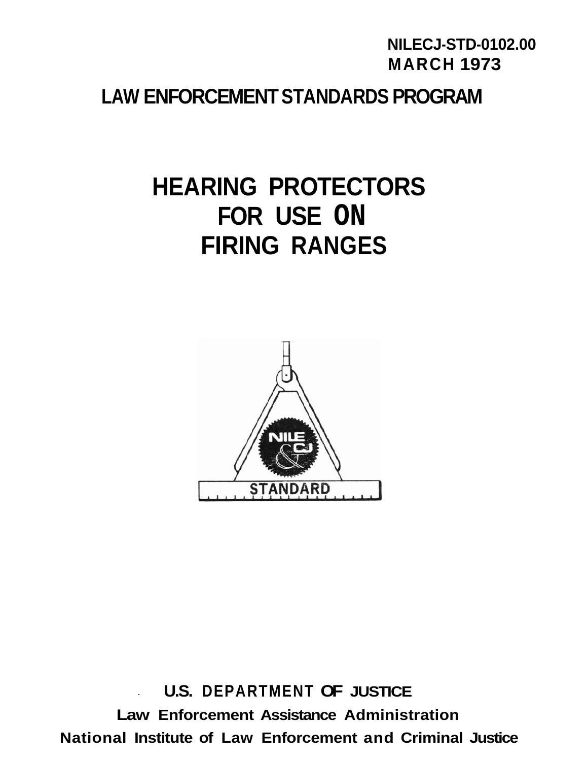NILECJ-STD-0102.00
MARCH 1973

LAW ENFORCEMENT STANDARDS PROGRAM

# HEARING PROTECTORS FOR USE ON FIRING RANGES

STANDARD

**U.S. DEPARTMENT OF JUSTICE**

**Law Enforcement Assistance Administration**

**National Institute of Law Enforcement and Criminal Justice**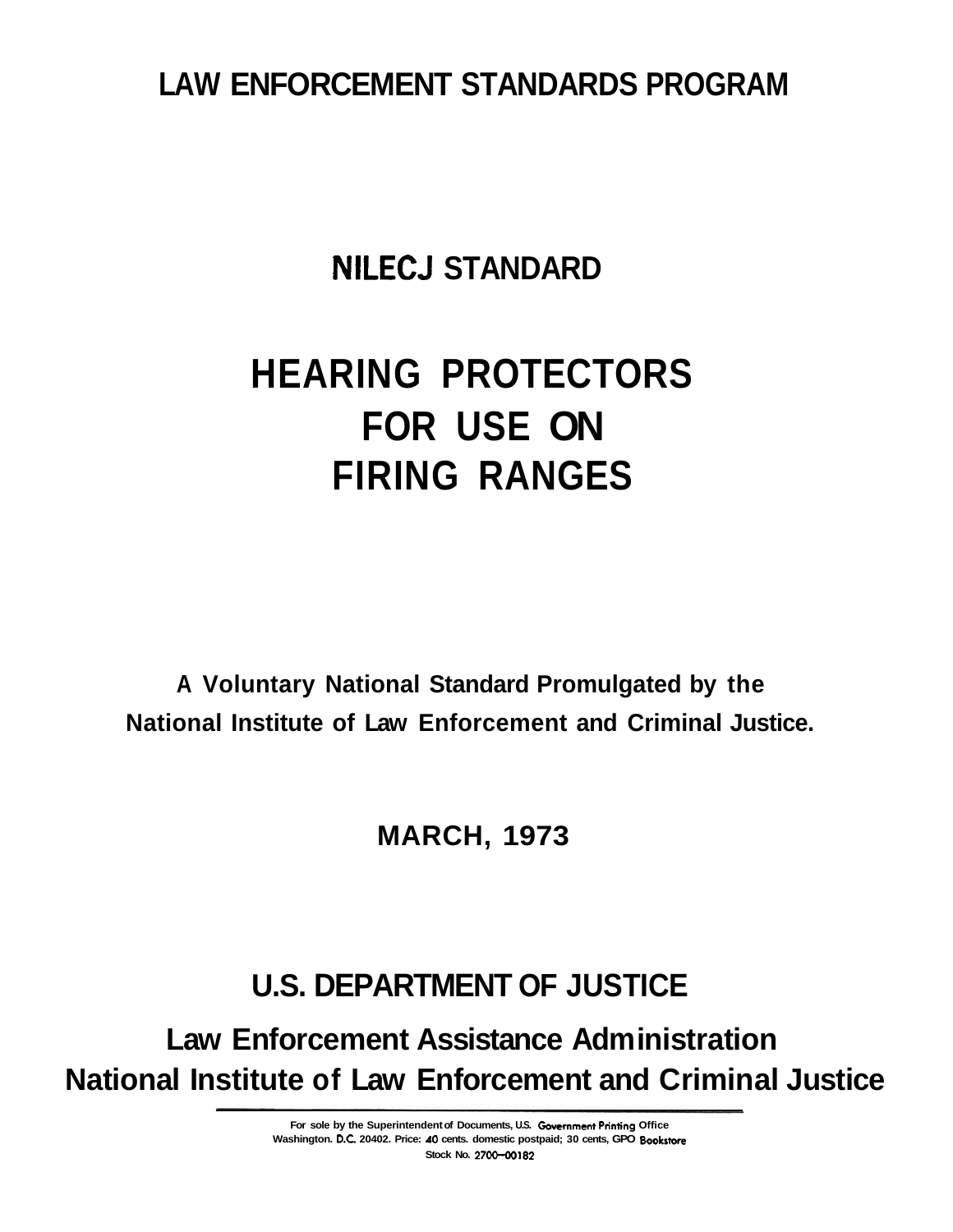# LAW ENFORCEMENT STANDARDS PROGRAM

## NILECJ STANDARD

# HEARING PROTECTORS FOR USE ON FIRING RANGES

**A Voluntary National Standard Promulgated by the National Institute of Law Enforcement and Criminal Justice.**

**MARCH, 1973**

## U.S. DEPARTMENT OF JUSTICE

**Law Enforcement Assistance Administration**
**National Institute of Law Enforcement and Criminal Justice**

---

For sole by the Superintendent of Documents, U.S. Government Printing Office Washington. D.C. 20402. Price: 40 cents. domestic postpaid; 30 cents, GPO Bookstore
Stock No. 2700–00182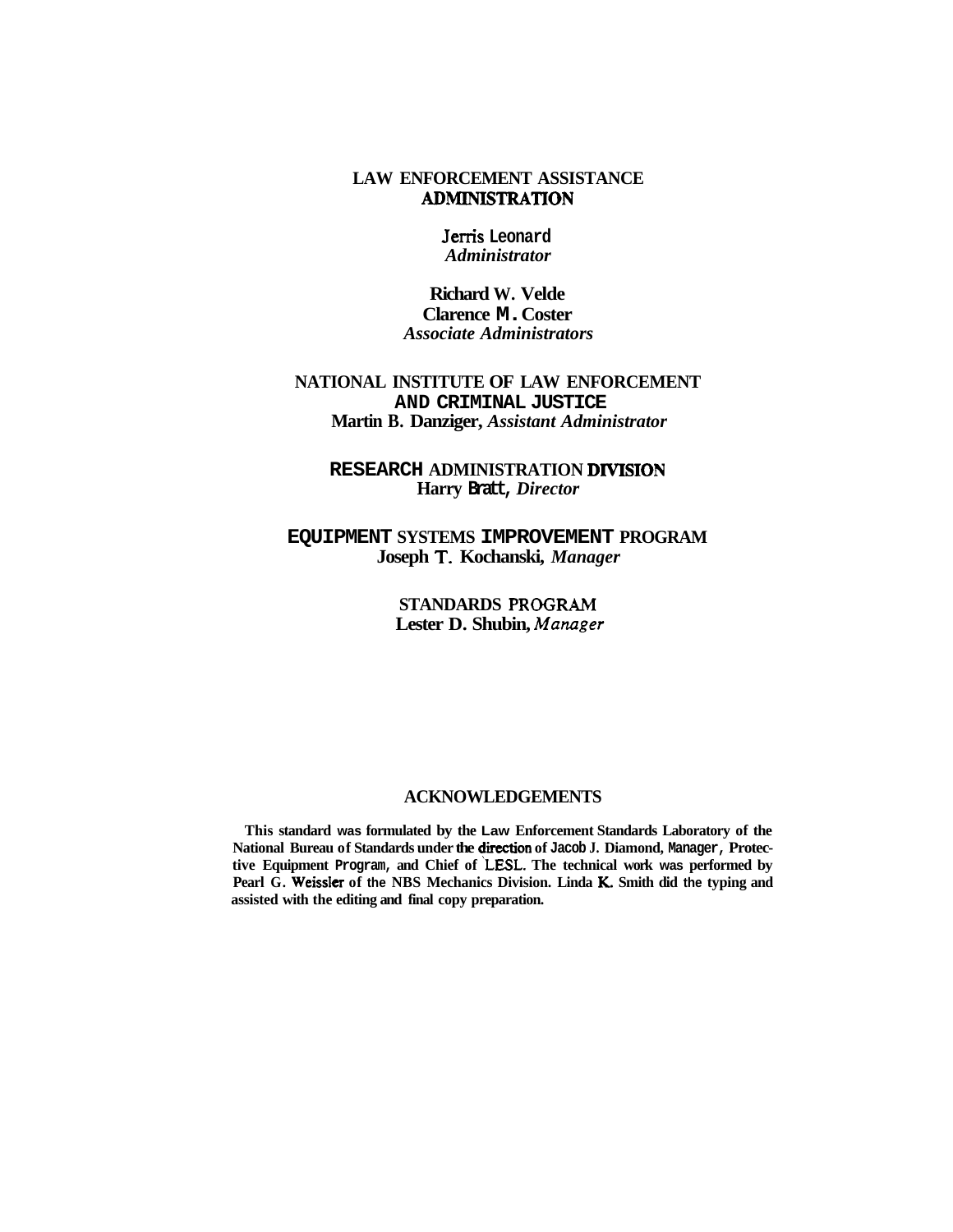**LAW ENFORCEMENT ASSISTANCE ADMINISTRATION**

**Jerris Leonard**
*Administrator*

**Richard W. Velde**
**Clarence M. Coster**
*Associate Administrators*

**NATIONAL INSTITUTE OF LAW ENFORCEMENT AND CRIMINAL JUSTICE**
**Martin B. Danziger,** *Assistant Administrator*

**RESEARCH ADMINISTRATION DIVISION**
**Harry Bratt,** *Director*

**EQUIPMENT SYSTEMS IMPROVEMENT PROGRAM**
**Joseph T. Kochanski,** *Manager*

**STANDARDS PROGRAM**
**Lester D. Shubin,** *Manager*

## ACKNOWLEDGEMENTS

**This standard was formulated by the Law Enforcement Standards Laboratory of the National Bureau of Standards under the direction of Jacob J. Diamond, Manager, Protective Equipment Program, and Chief of LESL. The technical work was performed by Pearl G. Weissler of the NBS Mechanics Division. Linda K. Smith did the typing and assisted with the editing and final copy preparation.**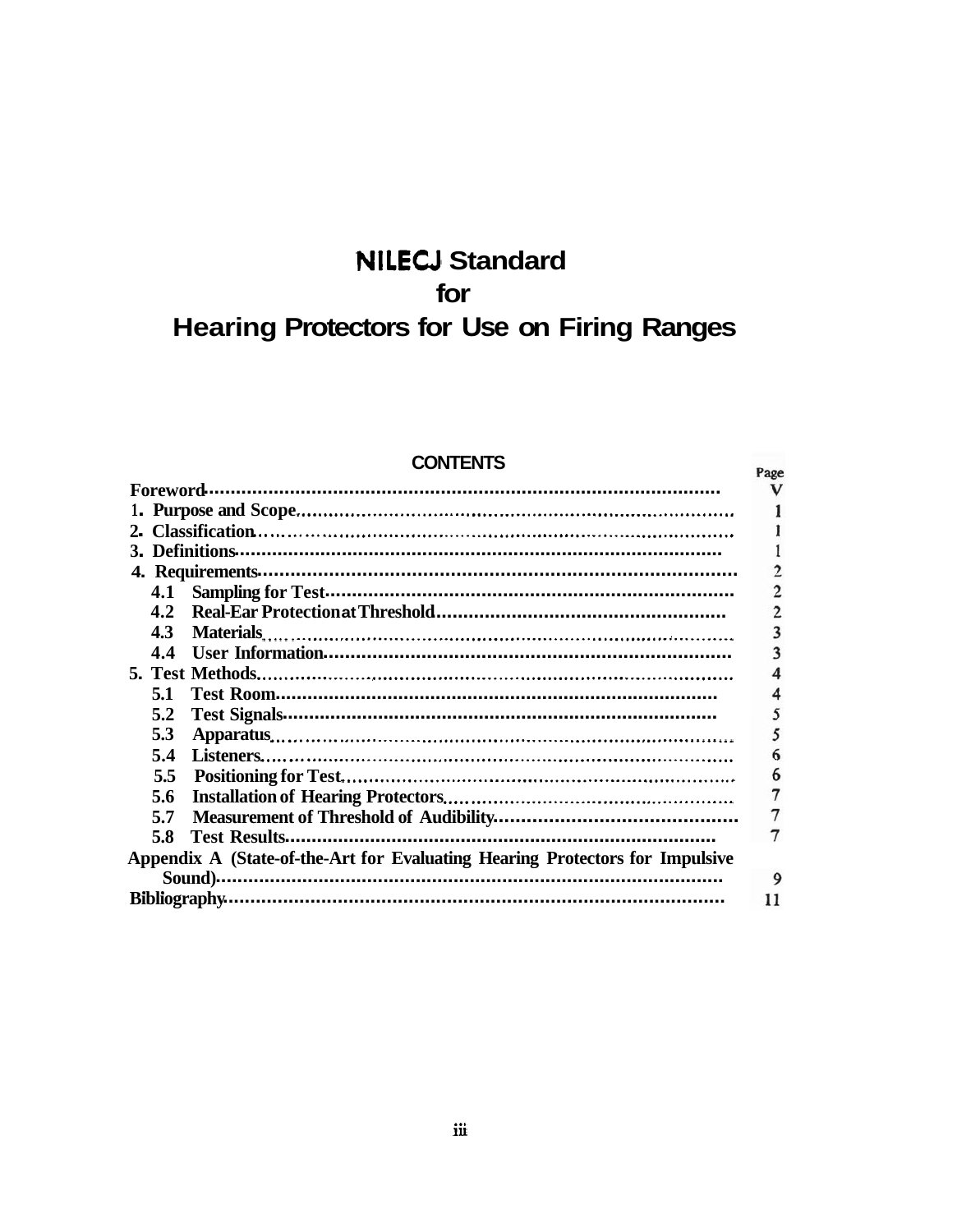# NILECJ Standard for Hearing Protectors for Use on Firing Ranges

## CONTENTS

| | Page |
|---|---|
| **Foreword** | V |
| **1. Purpose and Scope** | 1 |
| **2. Classification** | 1 |
| **3. Definitions** | 1 |
| **4. Requirements** | 2 |
| **4.1 Sampling for Test** | 2 |
| **4.2 Real-Ear Protection at Threshold** | 2 |
| **4.3 Materials** | 3 |
| **4.4 User Information** | 3 |
| **5. Test Methods** | 4 |
| **5.1 Test Room** | 4 |
| **5.2 Test Signals** | 5 |
| **5.3 Apparatus** | 5 |
| **5.4 Listeners** | 6 |
| **5.5 Positioning for Test** | 6 |
| **5.6 Installation of Hearing Protectors** | 7 |
| **5.7 Measurement of Threshold of Audibility** | 7 |
| **5.8 Test Results** | 7 |
| **Appendix A (State-of-the-Art for Evaluating Hearing Protectors for Impulsive Sound)** | 9 |
| **Bibliography** | 11 |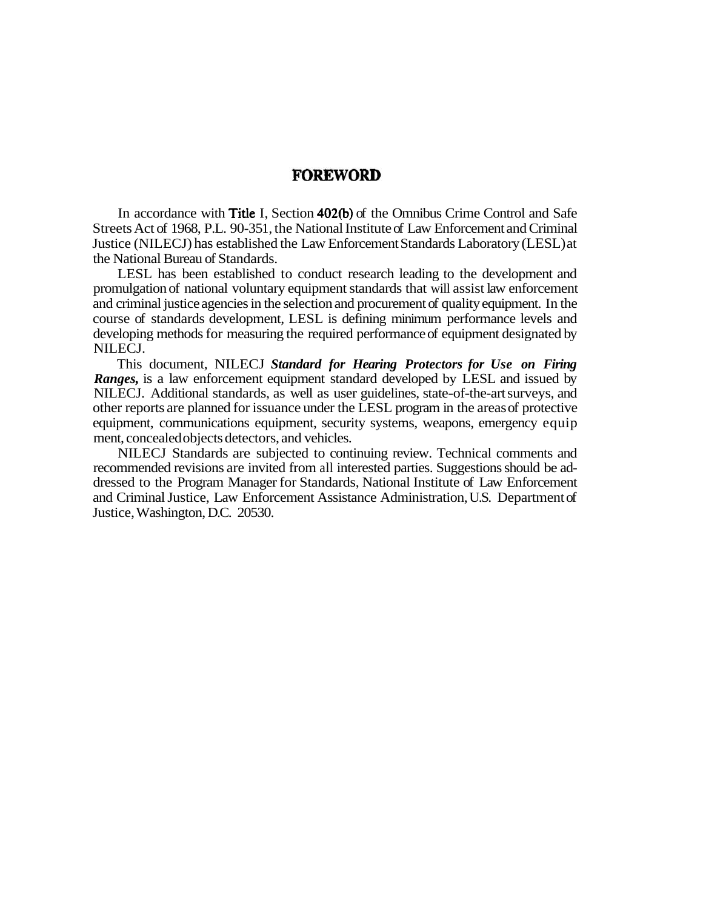# FOREWORD

In accordance with Title I, Section 402(b) of the Omnibus Crime Control and Safe Streets Act of 1968, P.L. 90-351, the National Institute of Law Enforcement and Criminal Justice (NILECJ) has established the Law Enforcement Standards Laboratory (LESL) at the National Bureau of Standards.

LESL has been established to conduct research leading to the development and promulgation of national voluntary equipment standards that will assist law enforcement and criminal justice agencies in the selection and procurement of quality equipment. In the course of standards development, LESL is defining minimum performance levels and developing methods for measuring the required performance of equipment designated by NILECJ.

This document, NILECJ ***Standard for Hearing Protectors for Use on Firing Ranges,*** is a law enforcement equipment standard developed by LESL and issued by NILECJ. Additional standards, as well as user guidelines, state-of-the-art surveys, and other reports are planned for issuance under the LESL program in the areas of protective equipment, communications equipment, security systems, weapons, emergency equipment, concealed objects detectors, and vehicles.

NILECJ Standards are subjected to continuing review. Technical comments and recommended revisions are invited from all interested parties. Suggestions should be addressed to the Program Manager for Standards, National Institute of Law Enforcement and Criminal Justice, Law Enforcement Assistance Administration, U.S. Department of Justice, Washington, D.C. 20530.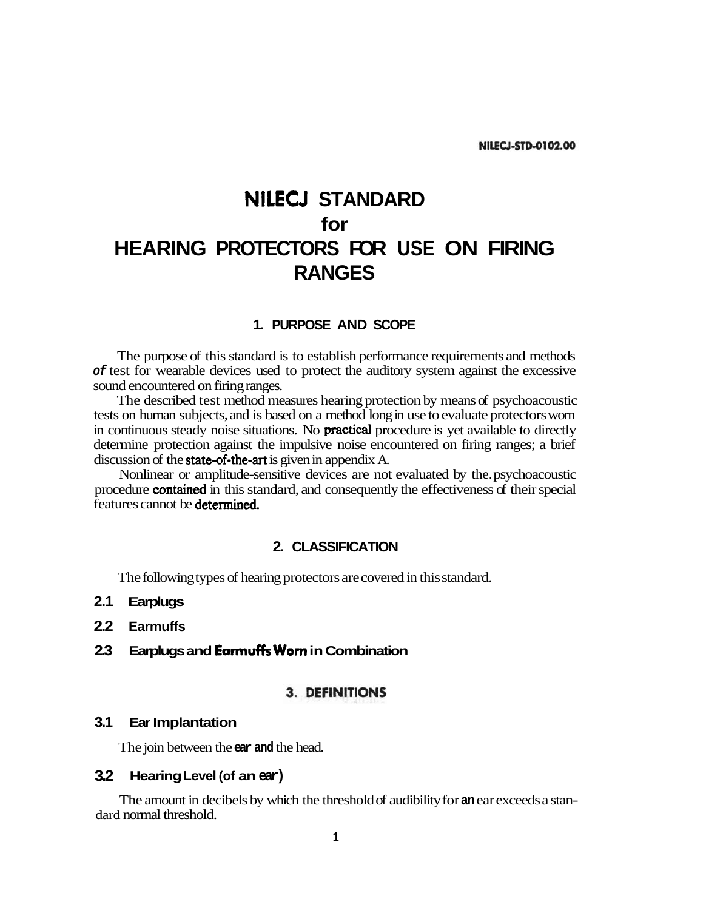# NILECJ STANDARD
# for
# HEARING PROTECTORS FOR USE ON FIRING RANGES

## 1. PURPOSE AND SCOPE

The purpose of this standard is to establish performance requirements and methods of test for wearable devices used to protect the auditory system against the excessive sound encountered on firing ranges.

The described test method measures hearing protection by means of psychoacoustic tests on human subjects, and is based on a method long in use to evaluate protectors worn in continuous steady noise situations. No practical procedure is yet available to directly determine protection against the impulsive noise encountered on firing ranges; a brief discussion of the state-of-the-art is given in appendix A.

Nonlinear or amplitude-sensitive devices are not evaluated by the psychoacoustic procedure contained in this standard, and consequently the effectiveness of their special features cannot be determined.

## 2. CLASSIFICATION

The following types of hearing protectors are covered in this standard.

### 2.1 Earplugs

### 2.2 Earmuffs

### 2.3 Earplugs and Earmuffs Worn in Combination

## 3. DEFINITIONS

### 3.1 Ear Implantation

The join between the ear and the head.

### 3.2 Hearing Level (of an ear)

The amount in decibels by which the threshold of audibility for an ear exceeds a standard normal threshold.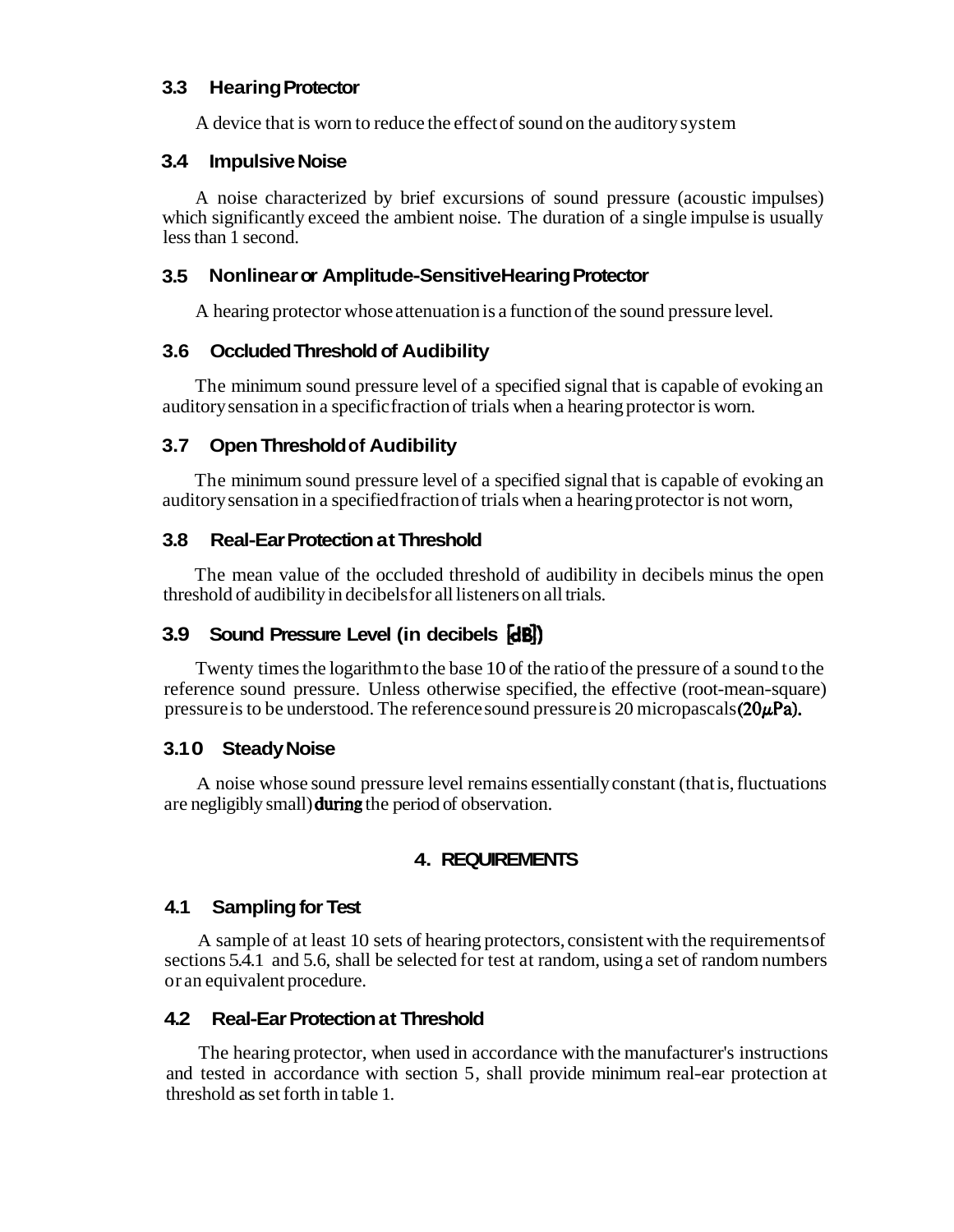### 3.3 Hearing Protector

A device that is worn to reduce the effect of sound on the auditory system

### 3.4 Impulsive Noise

A noise characterized by brief excursions of sound pressure (acoustic impulses) which significantly exceed the ambient noise. The duration of a single impulse is usually less than 1 second.

### 3.5 Nonlinear or Amplitude-Sensitive Hearing Protector

A hearing protector whose attenuation is a function of the sound pressure level.

### 3.6 Occluded Threshold of Audibility

The minimum sound pressure level of a specified signal that is capable of evoking an auditory sensation in a specific fraction of trials when a hearing protector is worn.

### 3.7 Open Threshold of Audibility

The minimum sound pressure level of a specified signal that is capable of evoking an auditory sensation in a specified fraction of trials when a hearing protector is not worn,

### 3.8 Real-Ear Protection at Threshold

The mean value of the occluded threshold of audibility in decibels minus the open threshold of audibility in decibels for all listeners on all trials.

### 3.9 Sound Pressure Level (in decibels [dB])

Twenty times the logarithm to the base 10 of the ratio of the pressure of a sound to the reference sound pressure. Unless otherwise specified, the effective (root-mean-square) pressure is to be understood. The reference sound pressure is 20 micropascals ($20 \mu Pa$).

### 3.10 Steady Noise

A noise whose sound pressure level remains essentially constant (that is, fluctuations are negligibly small) during the period of observation.

## 4. REQUIREMENTS

### 4.1 Sampling for Test

A sample of at least 10 sets of hearing protectors, consistent with the requirements of sections 5.4.1 and 5.6, shall be selected for test at random, using a set of random numbers or an equivalent procedure.

### 4.2 Real-Ear Protection at Threshold

The hearing protector, when used in accordance with the manufacturer's instructions and tested in accordance with section 5, shall provide minimum real-ear protection at threshold as set forth in table 1.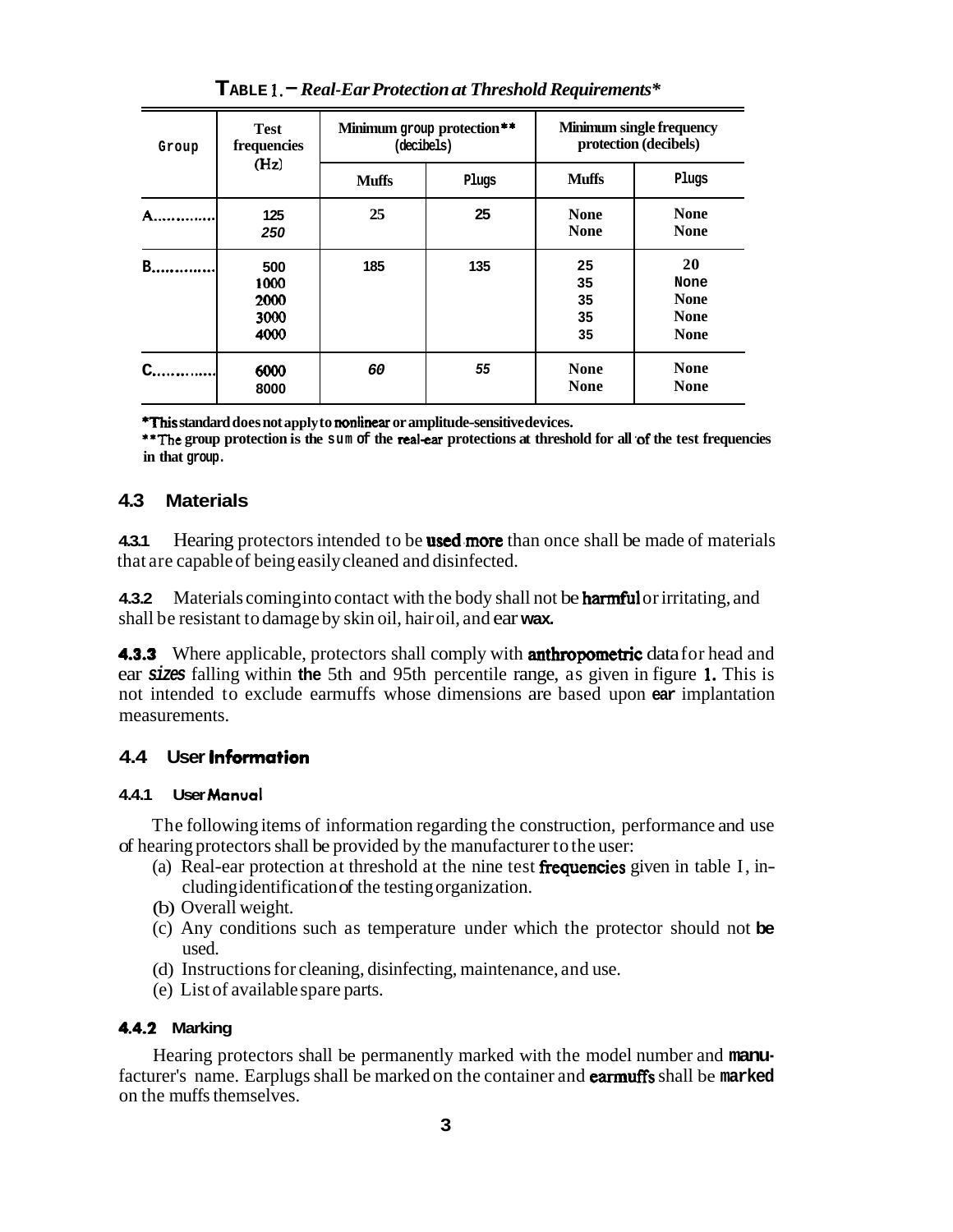**TABLE 1. – *Real-Ear Protection at Threshold Requirements****

| Group | Test frequencies (Hz) | Minimum group protection** (decibels) | | Minimum single frequency protection (decibels) | |
|---|---|---|---|---|---|
| | | Muffs | Plugs | Muffs | Plugs |
| A............ | 125<br>250 | 25 | 25 | None<br>None | None<br>None |
| B............ | 500<br>1000<br>2000<br>3000<br>4000 | 185 | 135 | 25<br>35<br>35<br>35<br>35 | 20<br>None<br>None<br>None<br>None |
| C............ | 6000<br>8000 | 60 | 55 | None<br>None | None<br>None |

*This standard does not apply to nonlinear or amplitude-sensitive devices.

**The group protection is the sum of the real-ear protections at threshold for all of the test frequencies in that group.

## 4.3 Materials

**4.3.1** Hearing protectors intended to be used more than once shall be made of materials that are capable of being easily cleaned and disinfected.

**4.3.2** Materials coming into contact with the body shall not be harmful or irritating, and shall be resistant to damage by skin oil, hair oil, and ear wax.

**4.3.3** Where applicable, protectors shall comply with anthropometric data for head and ear sizes falling within the 5th and 95th percentile range, as given in figure 1. This is not intended to exclude earmuffs whose dimensions are based upon ear implantation measurements.

## 4.4 User Information

### 4.4.1 User Manual

The following items of information regarding the construction, performance and use of hearing protectors shall be provided by the manufacturer to the user:

(a) Real-ear protection at threshold at the nine test frequencies given in table I, including identification of the testing organization.
(b) Overall weight.
(c) Any conditions such as temperature under which the protector should not be used.
(d) Instructions for cleaning, disinfecting, maintenance, and use.
(e) List of available spare parts.

### 4.4.2 Marking

Hearing protectors shall be permanently marked with the model number and manufacturer's name. Earplugs shall be marked on the container and earmuffs shall be marked on the muffs themselves.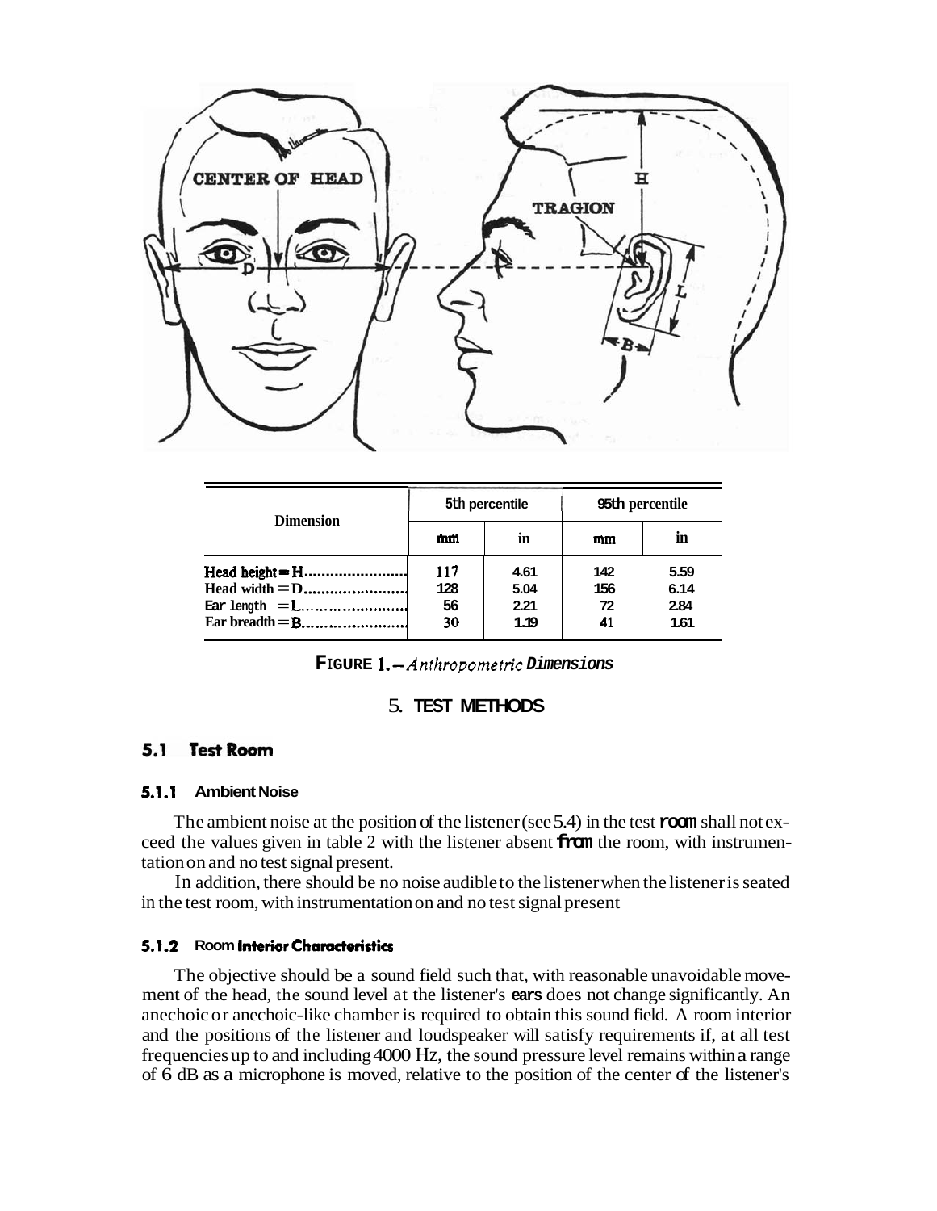| Dimension | 5th percentile | | 95th percentile | |
|---|---|---|---|---|
| | mm | in | mm | in |
| Head height = H | 117 | 4.61 | 142 | 5.59 |
| Head width = D | 128 | 5.04 | 156 | 6.14 |
| Ear length = L | 56 | 2.21 | 72 | 2.84 |
| Ear breadth = B | 30 | 1.19 | 41 | 1.61 |

**FIGURE 1.**—*Anthropometric Dimensions*

# 5. TEST METHODS

## 5.1 Test Room

### 5.1.1 Ambient Noise

The ambient noise at the position of the listener (see 5.4) in the test room shall not exceed the values given in table 2 with the listener absent from the room, with instrumentation on and no test signal present.

In addition, there should be no noise audible to the listener when the listener is seated in the test room, with instrumentation on and no test signal present

### 5.1.2 Room Interior Characteristics

The objective should be a sound field such that, with reasonable unavoidable movement of the head, the sound level at the listener's ears does not change significantly. An anechoic or anechoic-like chamber is required to obtain this sound field. A room interior and the positions of the listener and loudspeaker will satisfy requirements if, at all test frequencies up to and including 4000 Hz, the sound pressure level remains within a range of 6 dB as a microphone is moved, relative to the position of the center of the listener's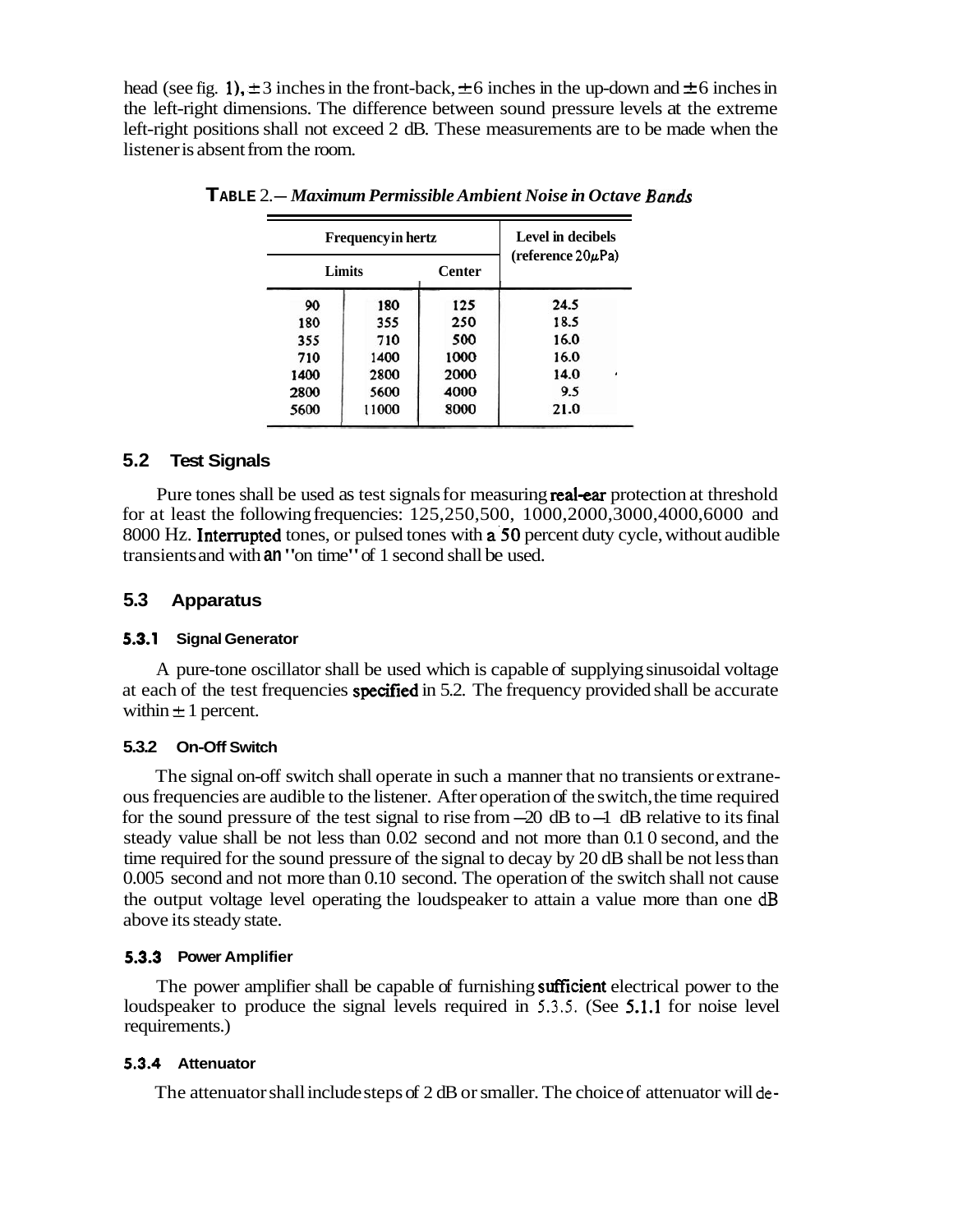head (see fig. 1), ± 3 inches in the front-back, ± 6 inches in the up-down and ± 6 inches in the left-right dimensions. The difference between sound pressure levels at the extreme left-right positions shall not exceed 2 dB. These measurements are to be made when the listener is absent from the room.

**TABLE 2.**— ***Maximum Permissible Ambient Noise in Octave Bands***

| Frequency in hertz | | | Level in decibels (reference 20μPa) |
|---|---|---|---|
| Limits | | Center | |
| 90 | 180 | 125 | 24.5 |
| 180 | 355 | 250 | 18.5 |
| 355 | 710 | 500 | 16.0 |
| 710 | 1400 | 1000 | 16.0 |
| 1400 | 2800 | 2000 | 14.0 |
| 2800 | 5600 | 4000 | 9.5 |
| 5600 | 11000 | 8000 | 21.0 |

### 5.2 Test Signals

Pure tones shall be used as test signals for measuring real-ear protection at threshold for at least the following frequencies: 125, 250, 500, 1000, 2000, 3000, 4000, 6000 and 8000 Hz. Interrupted tones, or pulsed tones with a 50 percent duty cycle, without audible transients and with an "on time" of 1 second shall be used.

### 5.3 Apparatus

#### 5.3.1 Signal Generator

A pure-tone oscillator shall be used which is capable of supplying sinusoidal voltage at each of the test frequencies specified in 5.2. The frequency provided shall be accurate within ± 1 percent.

#### 5.3.2 On-Off Switch

The signal on-off switch shall operate in such a manner that no transients or extraneous frequencies are audible to the listener. After operation of the switch, the time required for the sound pressure of the test signal to rise from –20 dB to –1 dB relative to its final steady value shall be not less than 0.02 second and not more than 0.10 second, and the time required for the sound pressure of the signal to decay by 20 dB shall be not less than 0.005 second and not more than 0.10 second. The operation of the switch shall not cause the output voltage level operating the loudspeaker to attain a value more than one dB above its steady state.

#### 5.3.3 Power Amplifier

The power amplifier shall be capable of furnishing sufficient electrical power to the loudspeaker to produce the signal levels required in 5.3.5. (See 5.1.1 for noise level requirements.)

#### 5.3.4 Attenuator

The attenuator shall include steps of 2 dB or smaller. The choice of attenuator will de-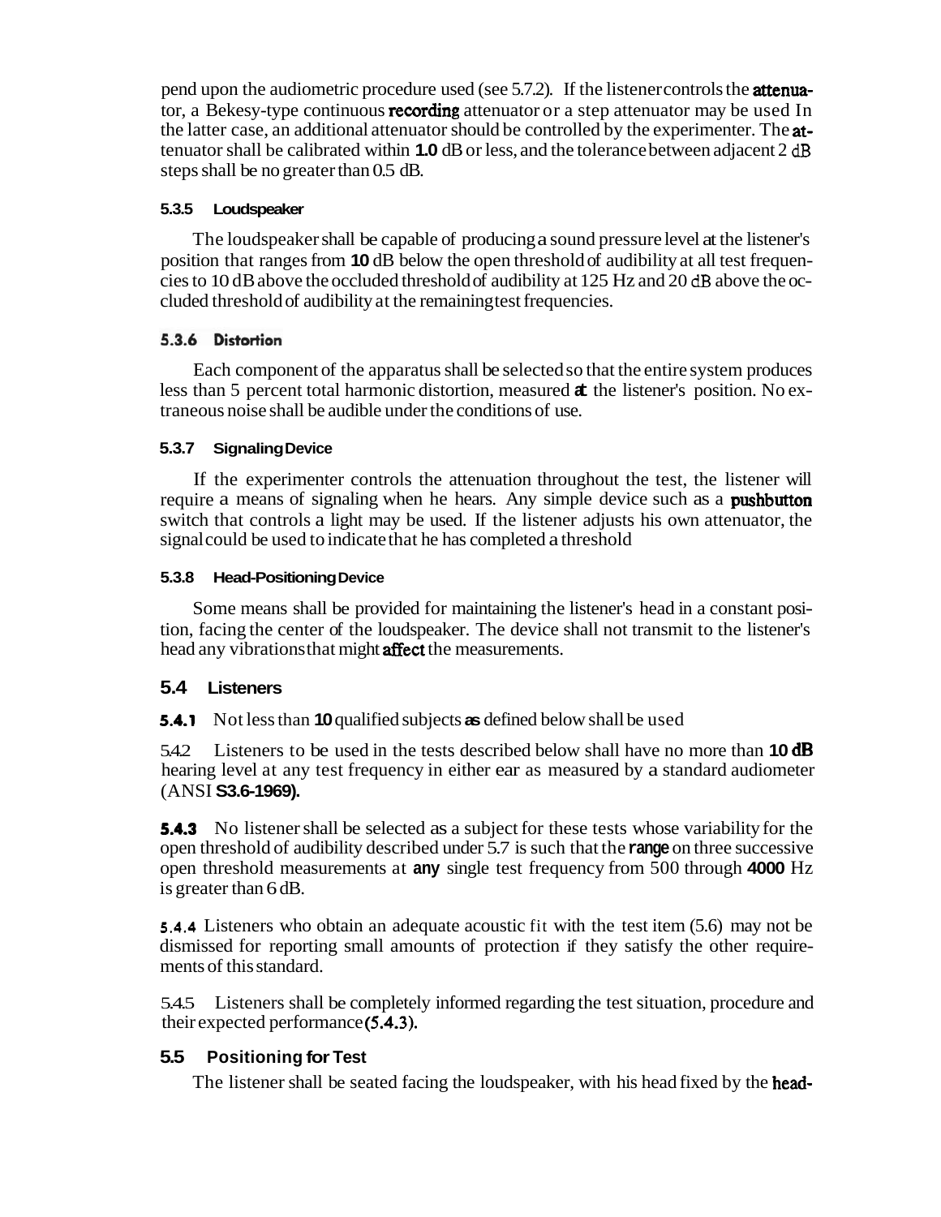pend upon the audiometric procedure used (see 5.7.2). If the listener controls the attenuator, a Bekesy-type continuous recording attenuator or a step attenuator may be used In the latter case, an additional attenuator should be controlled by the experimenter. The attenuator shall be calibrated within **1.0** dB or less, and the tolerance between adjacent 2 dB steps shall be no greater than 0.5 dB.

#### 5.3.5 Loudspeaker

The loudspeaker shall be capable of producing a sound pressure level at the listener's position that ranges from **10** dB below the open threshold of audibility at all test frequencies to 10 dB above the occluded threshold of audibility at 125 Hz and 20 dB above the occluded threshold of audibility at the remaining test frequencies.

#### 5.3.6 Distortion

Each component of the apparatus shall be selected so that the entire system produces less than 5 percent total harmonic distortion, measured at the listener's position. No extraneous noise shall be audible under the conditions of use.

#### 5.3.7 Signaling Device

If the experimenter controls the attenuation throughout the test, the listener will require a means of signaling when he hears. Any simple device such as a pushbutton switch that controls a light may be used. If the listener adjusts his own attenuator, the signal could be used to indicate that he has completed a threshold

#### 5.3.8 Head-Positioning Device

Some means shall be provided for maintaining the listener's head in a constant position, facing the center of the loudspeaker. The device shall not transmit to the listener's head any vibrations that might affect the measurements.

### 5.4 Listeners

**5.4.1** Not less than **10** qualified subjects as defined below shall be used

5.4.2 Listeners to be used in the tests described below shall have no more than **10 dB** hearing level at any test frequency in either ear as measured by a standard audiometer (ANSI **S3.6-1969).**

**5.4.3** No listener shall be selected as a subject for these tests whose variability for the open threshold of audibility described under 5.7 is such that the **range** on three successive open threshold measurements at **any** single test frequency from 500 through **4000** Hz is greater than 6 dB.

**5.4.4** Listeners who obtain an adequate acoustic fit with the test item (5.6) may not be dismissed for reporting small amounts of protection if they satisfy the other requirements of this standard.

5.4.5 Listeners shall be completely informed regarding the test situation, procedure and their expected performance (5.4.3).

### 5.5 Positioning for Test

The listener shall be seated facing the loudspeaker, with his head fixed by the head-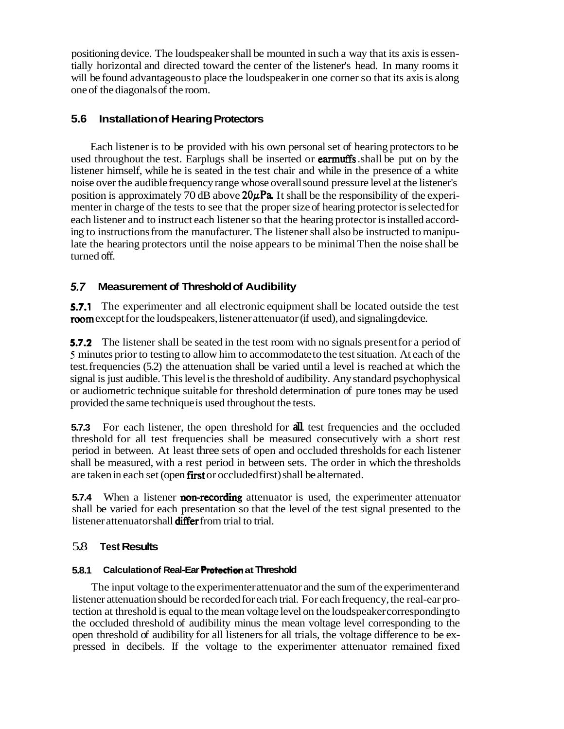positioning device. The loudspeaker shall be mounted in such a way that its axis is essentially horizontal and directed toward the center of the listener's head. In many rooms it will be found advantageous to place the loudspeaker in one corner so that its axis is along one of the diagonals of the room.

## 5.6 Installation of Hearing Protectors

Each listener is to be provided with his own personal set of hearing protectors to be used throughout the test. Earplugs shall be inserted or earmuffs shall be put on by the listener himself, while he is seated in the test chair and while in the presence of a white noise over the audible frequency range whose overall sound pressure level at the listener's position is approximately 70 dB above $20 \mu Pa$. It shall be the responsibility of the experimenter in charge of the tests to see that the proper size of hearing protector is selected for each listener and to instruct each listener so that the hearing protector is installed according to instructions from the manufacturer. The listener shall also be instructed to manipulate the hearing protectors until the noise appears to be minimal Then the noise shall be turned off.

## 5.7 Measurement of Threshold of Audibility

**5.7.1** The experimenter and all electronic equipment shall be located outside the test room except for the loudspeakers, listener attenuator (if used), and signaling device.

**5.7.2** The listener shall be seated in the test room with no signals present for a period of 5 minutes prior to testing to allow him to accommodate to the test situation. At each of the test frequencies (5.2) the attenuation shall be varied until a level is reached at which the signal is just audible. This level is the threshold of audibility. Any standard psychophysical or audiometric technique suitable for threshold determination of pure tones may be used provided the same technique is used throughout the tests.

**5.7.3** For each listener, the open threshold for all test frequencies and the occluded threshold for all test frequencies shall be measured consecutively with a short rest period in between. At least three sets of open and occluded thresholds for each listener shall be measured, with a rest period in between sets. The order in which the thresholds are taken in each set (open first or occluded first) shall be alternated.

**5.7.4** When a listener non-recording attenuator is used, the experimenter attenuator shall be varied for each presentation so that the level of the test signal presented to the listener attenuator shall differ from trial to trial.

## 5.8 Test Results

### 5.8.1 Calculation of Real-Ear Protection at Threshold

The input voltage to the experimenter attenuator and the sum of the experimenter and listener attenuation should be recorded for each trial. For each frequency, the real-ear protection at threshold is equal to the mean voltage level on the loudspeaker corresponding to the occluded threshold of audibility minus the mean voltage level corresponding to the open threshold of audibility for all listeners for all trials, the voltage difference to be expressed in decibels. If the voltage to the experimenter attenuator remained fixed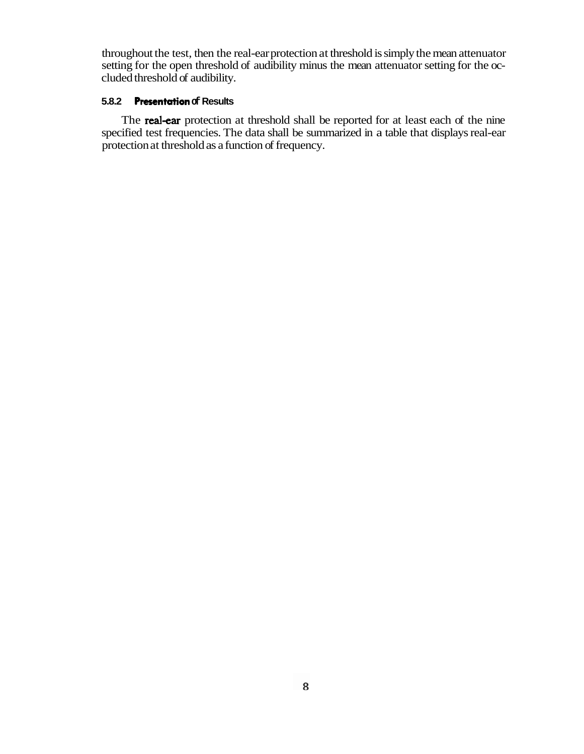throughout the test, then the real-ear protection at threshold is simply the mean attenuator setting for the open threshold of audibility minus the mean attenuator setting for the occluded threshold of audibility.

#### 5.8.2 Presentation of Results

The real-ear protection at threshold shall be reported for at least each of the nine specified test frequencies. The data shall be summarized in a table that displays real-ear protection at threshold as a function of frequency.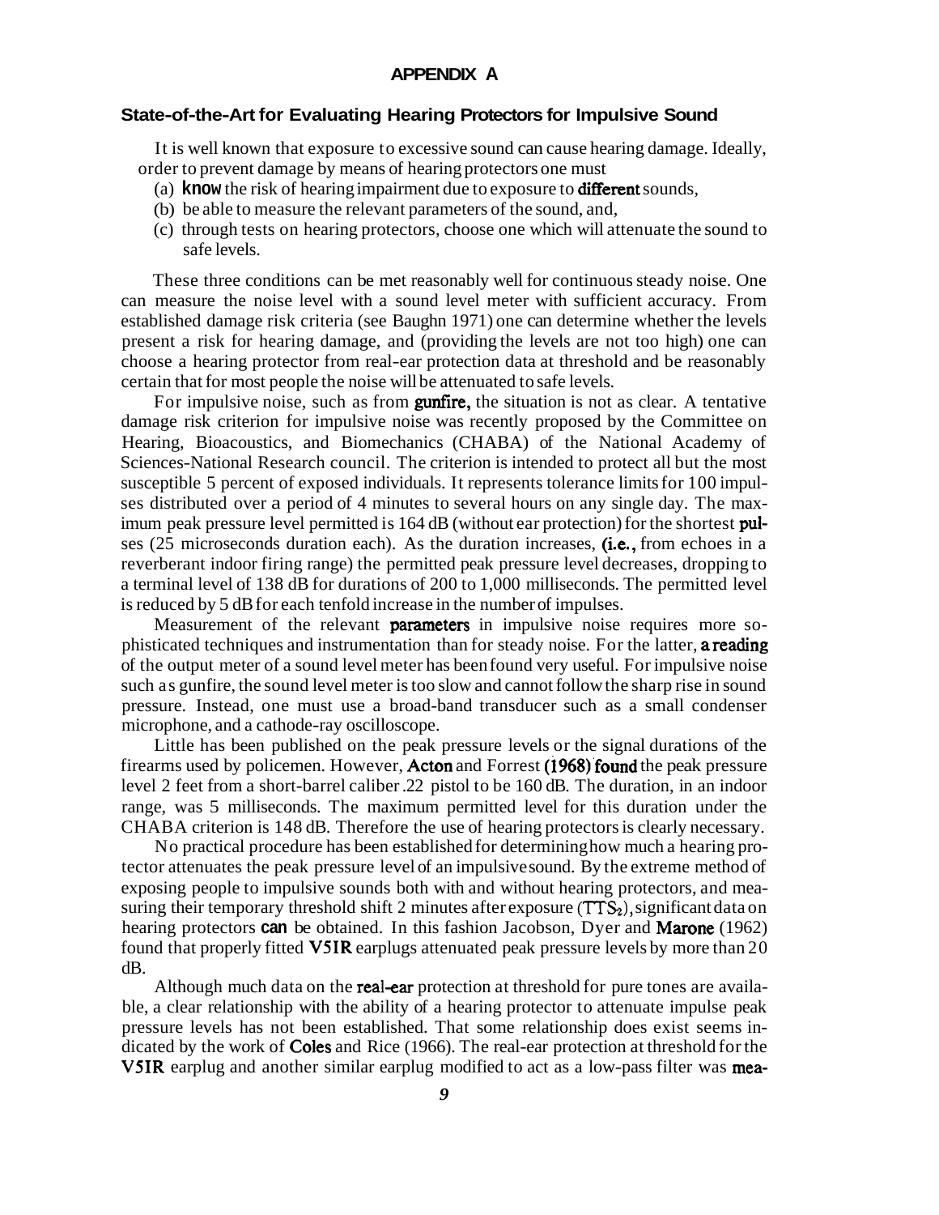# APPENDIX A

## State-of-the-Art for Evaluating Hearing Protectors for Impulsive Sound

It is well known that exposure to excessive sound can cause hearing damage. Ideally, order to prevent damage by means of hearing protectors one must

(a) know the risk of hearing impairment due to exposure to different sounds,
(b) be able to measure the relevant parameters of the sound, and,
(c) through tests on hearing protectors, choose one which will attenuate the sound to safe levels.

These three conditions can be met reasonably well for continuous steady noise. One can measure the noise level with a sound level meter with sufficient accuracy. From established damage risk criteria (see Baughn 1971) one can determine whether the levels present a risk for hearing damage, and (providing the levels are not too high) one can choose a hearing protector from real-ear protection data at threshold and be reasonably certain that for most people the noise will be attenuated to safe levels.

For impulsive noise, such as from gunfire, the situation is not as clear. A tentative damage risk criterion for impulsive noise was recently proposed by the Committee on Hearing, Bioacoustics, and Biomechanics (CHABA) of the National Academy of Sciences-National Research council. The criterion is intended to protect all but the most susceptible 5 percent of exposed individuals. It represents tolerance limits for 100 impulses distributed over a period of 4 minutes to several hours on any single day. The maximum peak pressure level permitted is 164 dB (without ear protection) for the shortest pulses (25 microseconds duration each). As the duration increases, (i.e., from echoes in a reverberant indoor firing range) the permitted peak pressure level decreases, dropping to a terminal level of 138 dB for durations of 200 to 1,000 milliseconds. The permitted level is reduced by 5 dB for each tenfold increase in the number of impulses.

Measurement of the relevant parameters in impulsive noise requires more sophisticated techniques and instrumentation than for steady noise. For the latter, a reading of the output meter of a sound level meter has been found very useful. For impulsive noise such as gunfire, the sound level meter is too slow and cannot follow the sharp rise in sound pressure. Instead, one must use a broad-band transducer such as a small condenser microphone, and a cathode-ray oscilloscope.

Little has been published on the peak pressure levels or the signal durations of the firearms used by policemen. However, Acton and Forrest (1968) found the peak pressure level 2 feet from a short-barrel caliber .22 pistol to be 160 dB. The duration, in an indoor range, was 5 milliseconds. The maximum permitted level for this duration under the CHABA criterion is 148 dB. Therefore the use of hearing protectors is clearly necessary.

No practical procedure has been established for determining how much a hearing protector attenuates the peak pressure level of an impulsive sound. By the extreme method of exposing people to impulsive sounds both with and without hearing protectors, and measuring their temporary threshold shift 2 minutes after exposure ($TTS_2$), significant data on hearing protectors can be obtained. In this fashion Jacobson, Dyer and Marone (1962) found that properly fitted V5IR earplugs attenuated peak pressure levels by more than 20 dB.

Although much data on the real-ear protection at threshold for pure tones are available, a clear relationship with the ability of a hearing protector to attenuate impulse peak pressure levels has not been established. That some relationship does exist seems indicated by the work of Coles and Rice (1966). The real-ear protection at threshold for the V5IR earplug and another similar earplug modified to act as a low-pass filter was mea-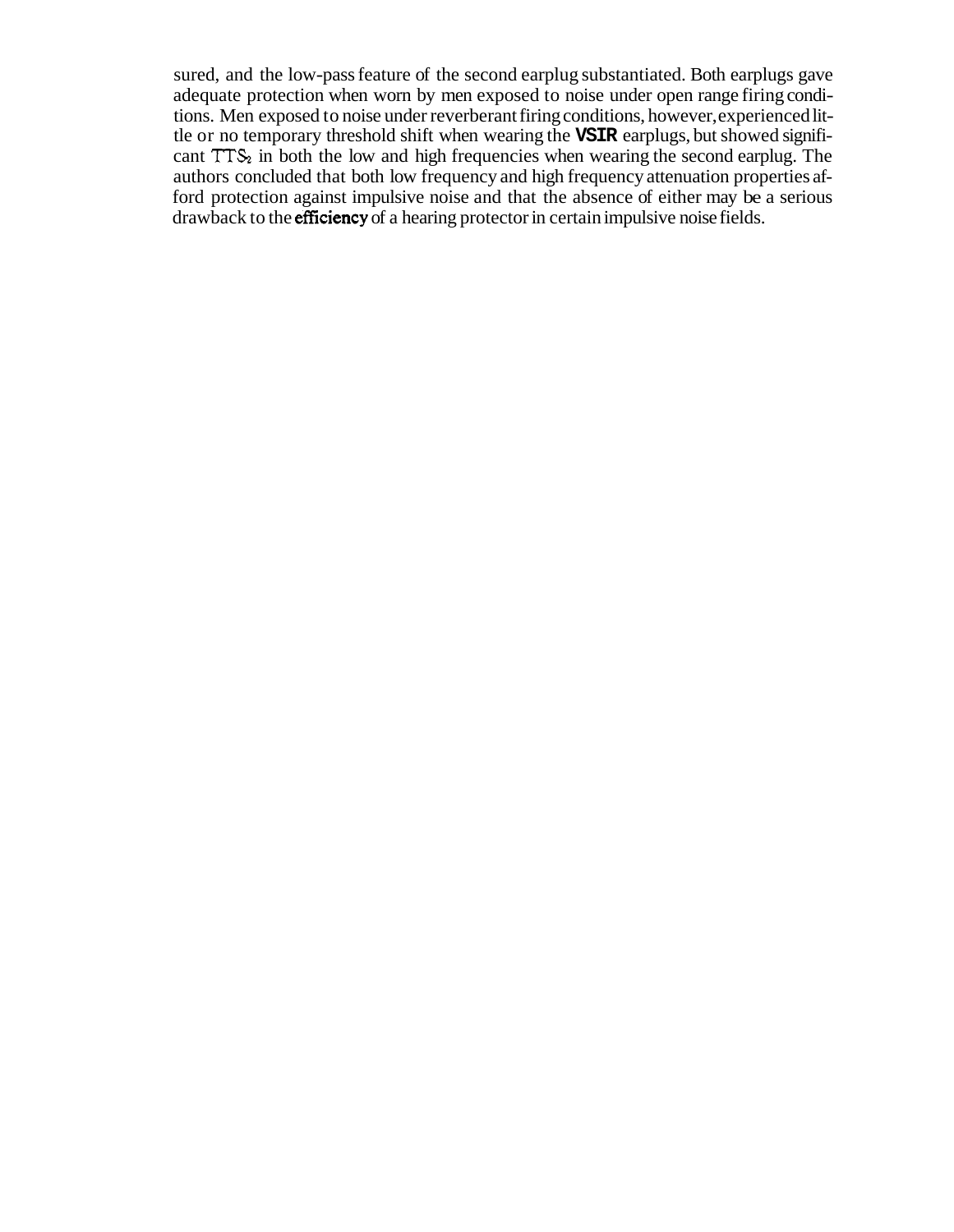sured, and the low-pass feature of the second earplug substantiated. Both earplugs gave adequate protection when worn by men exposed to noise under open range firing conditions. Men exposed to noise under reverberant firing conditions, however, experienced little or no temporary threshold shift when wearing the **VSIR** earplugs, but showed significant $TTS_2$ in both the low and high frequencies when wearing the second earplug. The authors concluded that both low frequency and high frequency attenuation properties afford protection against impulsive noise and that the absence of either may be a serious drawback to the **efficiency** of a hearing protector in certain impulsive noise fields.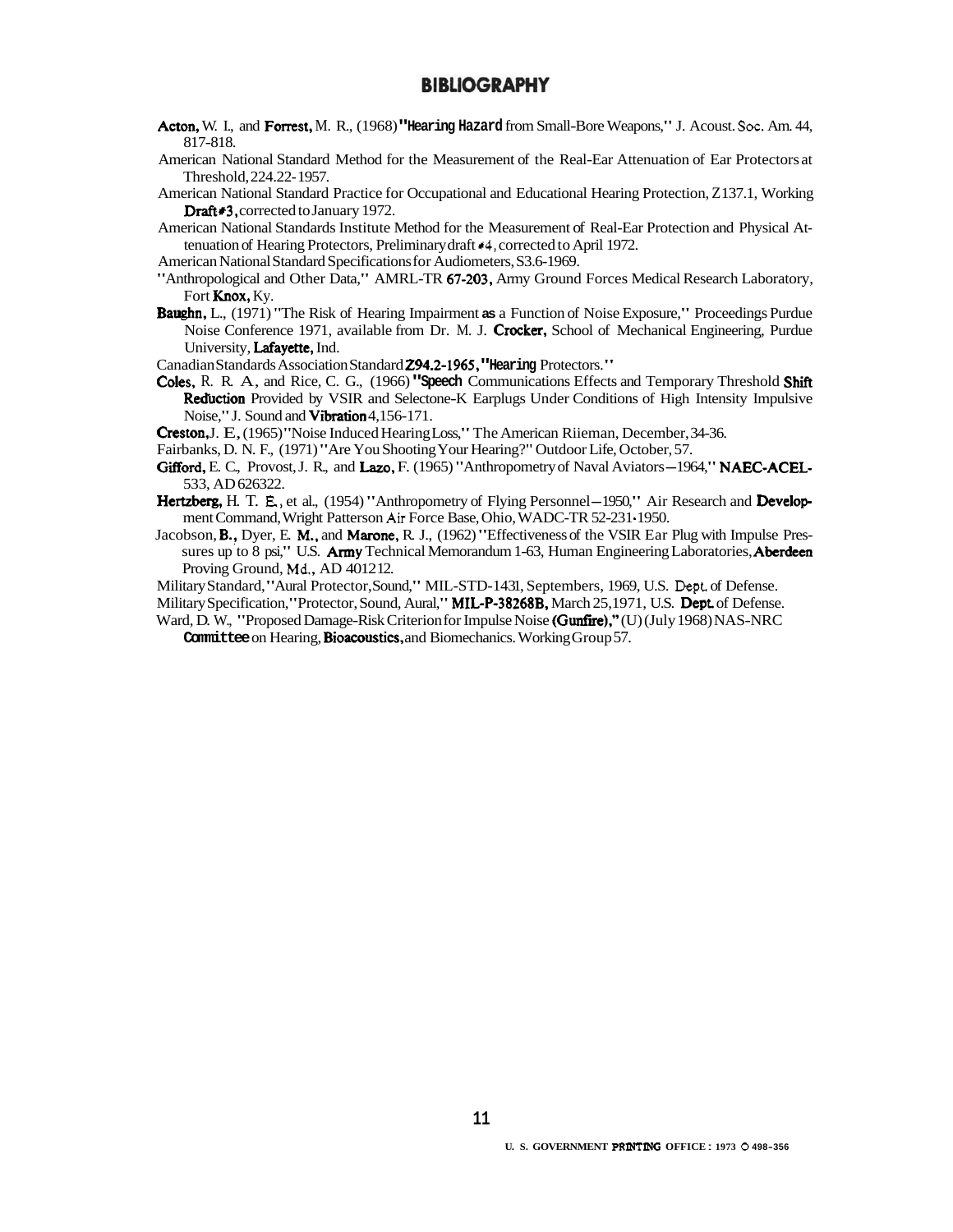# BIBLIOGRAPHY

Acton, W. I., and Forrest, M. R., (1968) "Hearing Hazard from Small-Bore Weapons," J. Acoust. Soc. Am. 44, 817-818.

American National Standard Method for the Measurement of the Real-Ear Attenuation of Ear Protectors at Threshold, 224.22-1957.

American National Standard Practice for Occupational and Educational Hearing Protection, Z137.1, Working Draft #3, corrected to January 1972.

American National Standards Institute Method for the Measurement of Real-Ear Protection and Physical Attenuation of Hearing Protectors, Preliminary draft #4, corrected to April 1972.

American National Standard Specifications for Audiometers, S3.6-1969.

"Anthropological and Other Data," AMRL-TR 67-203, Army Ground Forces Medical Research Laboratory, Fort Knox, Ky.

Baughn, L., (1971) "The Risk of Hearing Impairment as a Function of Noise Exposure," Proceedings Purdue Noise Conference 1971, available from Dr. M. J. Crocker, School of Mechanical Engineering, Purdue University, Lafayette, Ind.

Canadian Standards Association Standard Z94.2-1965, "Hearing Protectors."

Coles, R. R. A., and Rice, C. G., (1966) "Speech Communications Effects and Temporary Threshold Shift Reduction Provided by VSIR and Selectone-K Earplugs Under Conditions of High Intensity Impulsive Noise," J. Sound and Vibration 4, 156-171.

Creston, J. E., (1965) "Noise Induced Hearing Loss," The American Riieman, December, 34-36.

Fairbanks, D. N. F., (1971) "Are You Shooting Your Hearing?" Outdoor Life, October, 57.

Gifford, E. C., Provost, J. R., and Lazo, F. (1965) "Anthropometry of Naval Aviators—1964," NAEC-ACEL-533, AD 626322.

Hertzberg, H. T. E., et al., (1954) "Anthropometry of Flying Personnel—1950," Air Research and Development Command, Wright Patterson Air Force Base, Ohio, WADC-TR 52-231-1950.

Jacobson, B., Dyer, E. M., and Marone, R. J., (1962) "Effectiveness of the VSIR Ear Plug with Impulse Pressures up to 8 psi," U.S. Army Technical Memorandum 1-63, Human Engineering Laboratories, Aberdeen Proving Ground, Md., AD 401212.

Military Standard, "Aural Protector, Sound," MIL-STD-1431, Septembers, 1969, U.S. Dept. of Defense.

Military Specification, "Protector, Sound, Aural," MIL-P-38268B, March 25, 1971, U.S. Dept. of Defense.

Ward, D. W., "Proposed Damage-Risk Criterion for Impulse Noise (Gunfire)," (U) (July 1968) NAS-NRC Committee on Hearing, Bioacoustics, and Biomechanics. Working Group 57.

U. S. GOVERNMENT PRINTING OFFICE : 1973 O 498-356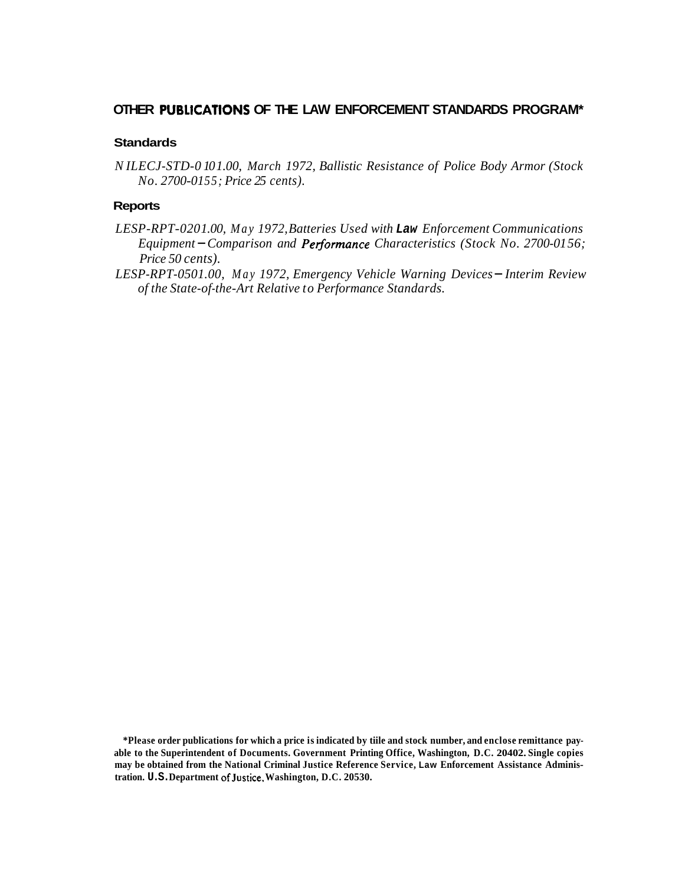## OTHER PUBLICATIONS OF THE LAW ENFORCEMENT STANDARDS PROGRAM*

### Standards

*NILECJ-STD-0101.00, March 1972, Ballistic Resistance of Police Body Armor (Stock No. 2700-0155; Price 25 cents).*

### Reports

*LESP-RPT-0201.00, May 1972, Batteries Used with Law Enforcement Communications Equipment – Comparison and Performance Characteristics (Stock No. 2700-0156; Price 50 cents).*

*LESP-RPT-0501.00, May 1972, Emergency Vehicle Warning Devices – Interim Review of the State-of-the-Art Relative to Performance Standards.*

**\*Please order publications for which a price is indicated by tiile and stock number, and enclose remittance payable to the Superintendent of Documents. Government Printing Office, Washington, D.C. 20402. Single copies may be obtained from the National Criminal Justice Reference Service, Law Enforcement Assistance Administration. U.S. Department of Justice, Washington, D.C. 20530.**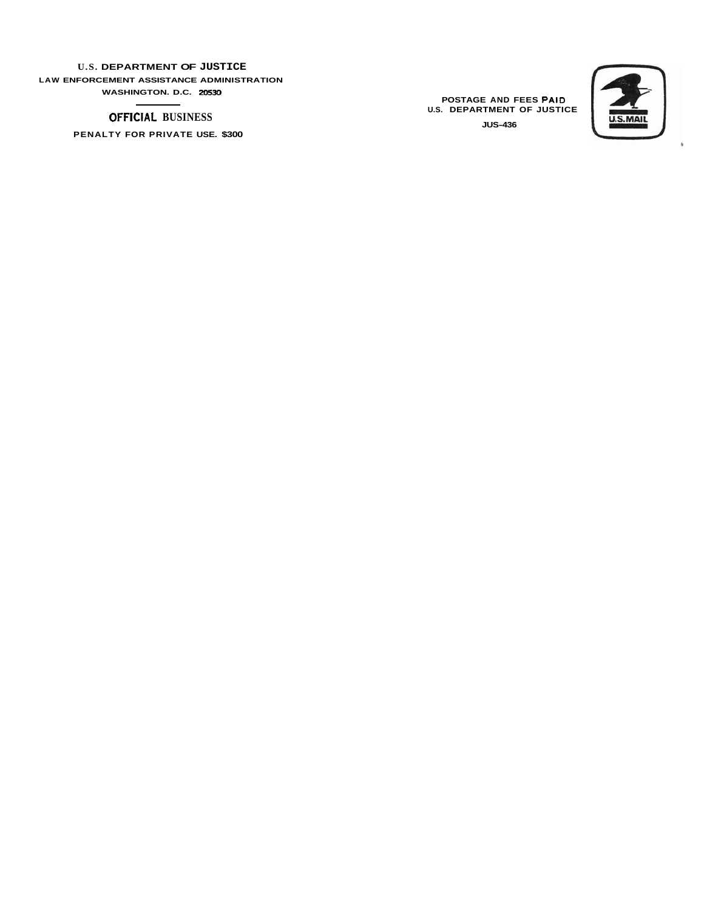U.S. DEPARTMENT OF JUSTICE
LAW ENFORCEMENT ASSISTANCE ADMINISTRATION
WASHINGTON. D.C. 20530

OFFICIAL BUSINESS

PENALTY FOR PRIVATE USE. $300

POSTAGE AND FEES PAID
U.S. DEPARTMENT OF JUSTICE
JUS-436

U.S.MAIL